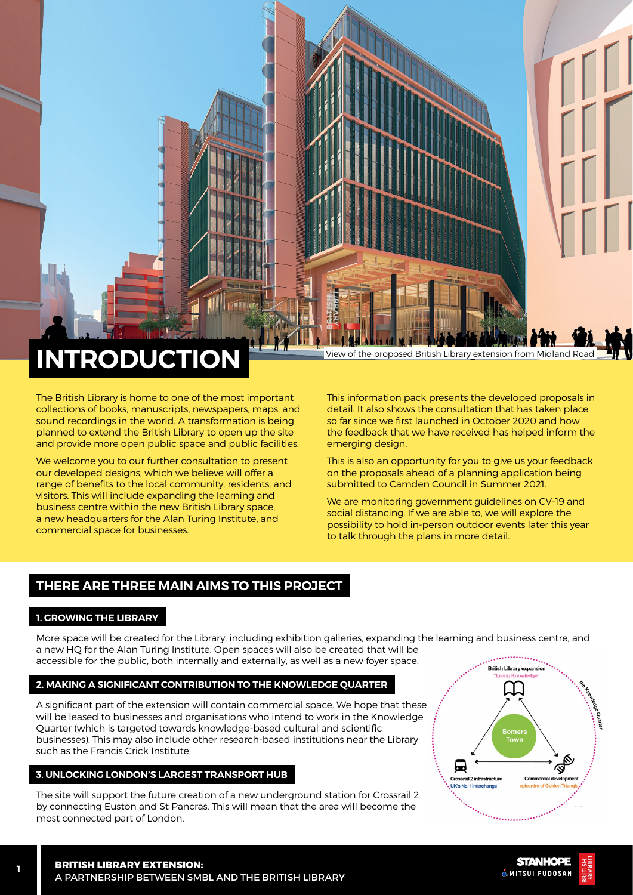# INTRODUCTION

View of the proposed British Library extension from Midland Road

The British Library is home to one of the most important collections of books, manuscripts, newspapers, maps, and sound recordings in the world. A transformation is being planned to extend the British Library to open up the site and provide more open public space and public facilities.

We welcome you to our further consultation to present our developed designs, which we believe will offer a range of benefits to the local community, residents, and visitors. This will include expanding the learning and business centre within the new British Library space, a new headquarters for the Alan Turing Institute, and commercial space for businesses.

This information pack presents the developed proposals in detail. It also shows the consultation that has taken place so far since we first launched in October 2020 and how the feedback that we have received has helped inform the emerging design.

This is also an opportunity for you to give us your feedback on the proposals ahead of a planning application being submitted to Camden Council in Summer 2021.

We are monitoring government guidelines on CV-19 and social distancing. If we are able to, we will explore the possibility to hold in-person outdoor events later this year to talk through the plans in more detail.

## THERE ARE THREE MAIN AIMS TO THIS PROJECT

### 1. GROWING THE LIBRARY

More space will be created for the Library, including exhibition galleries, expanding the learning and business centre, and a new HQ for the Alan Turing Institute. Open spaces will also be created that will be accessible for the public, both internally and externally, as well as a new foyer space.

### 2. MAKING A SIGNIFICANT CONTRIBUTION TO THE KNOWLEDGE QUARTER

A significant part of the extension will contain commercial space. We hope that these will be leased to businesses and organisations who intend to work in the Knowledge Quarter (which is targeted towards knowledge-based cultural and scientific businesses). This may also include other research-based institutions near the Library such as the Francis Crick Institute.

### 3. UNLOCKING LONDON'S LARGEST TRANSPORT HUB

The site will support the future creation of a new underground station for Crossrail 2 by connecting Euston and St Pancras. This will mean that the area will become the most connected part of London.

British Library expansion "Living Knowledge"

Somers Town

Crossrail 2 infrastructure UK's No.1 interchange

Commercial development epicentre of Golden Triangle

the Knowledge Quarter

**BRITISH LIBRARY EXTENSION:**
A PARTNERSHIP BETWEEN SMBL AND THE BRITISH LIBRARY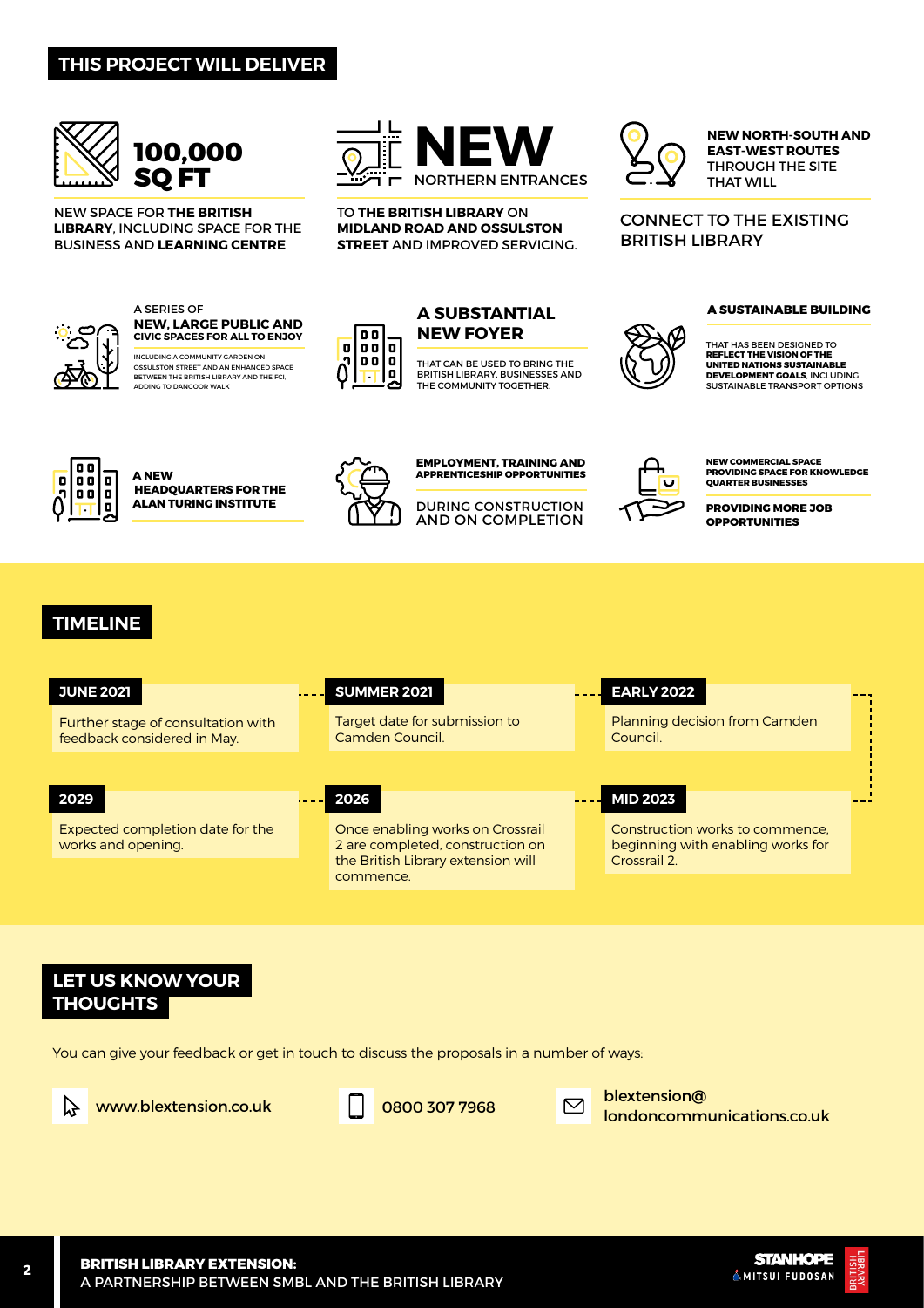## THIS PROJECT WILL DELIVER

**100,000 SQ FT**

NEW SPACE FOR **THE BRITISH LIBRARY**, INCLUDING SPACE FOR THE BUSINESS AND **LEARNING CENTRE**

**NEW** NORTHERN ENTRANCES

TO **THE BRITISH LIBRARY** ON **MIDLAND ROAD AND OSSULSTON STREET** AND IMPROVED SERVICING.

**NEW NORTH-SOUTH AND EAST-WEST ROUTES** THROUGH THE SITE THAT WILL

CONNECT TO THE EXISTING BRITISH LIBRARY

A SERIES OF **NEW, LARGE PUBLIC AND CIVIC SPACES FOR ALL TO ENJOY**

INCLUDING A COMMUNITY GARDEN ON OSSULSTON STREET AND AN ENHANCED SPACE BETWEEN THE BRITISH LIBRARY AND THE FCI, ADDING TO DANGOOR WALK

**A SUBSTANTIAL NEW FOYER**

THAT CAN BE USED TO BRING THE BRITISH LIBRARY, BUSINESSES AND THE COMMUNITY TOGETHER.

**A SUSTAINABLE BUILDING**

THAT HAS BEEN DESIGNED TO **REFLECT THE VISION OF THE UNITED NATIONS SUSTAINABLE DEVELOPMENT GOALS**, INCLUDING SUSTAINABLE TRANSPORT OPTIONS

**A NEW HEADQUARTERS FOR THE ALAN TURING INSTITUTE**

**EMPLOYMENT, TRAINING AND APPRENTICESHIP OPPORTUNITIES**

DURING CONSTRUCTION AND ON COMPLETION

**NEW COMMERCIAL SPACE PROVIDING SPACE FOR KNOWLEDGE QUARTER BUSINESSES**

**PROVIDING MORE JOB OPPORTUNITIES**

## TIMELINE

**JUNE 2021**
Further stage of consultation with feedback considered in May.

**SUMMER 2021**
Target date for submission to Camden Council.

**EARLY 2022**
Planning decision from Camden Council.

**MID 2023**
Construction works to commence, beginning with enabling works for Crossrail 2.

**2026**
Once enabling works on Crossrail 2 are completed, construction on the British Library extension will commence.

**2029**
Expected completion date for the works and opening.

## LET US KNOW YOUR THOUGHTS

You can give your feedback or get in touch to discuss the proposals in a number of ways:

www.blextension.co.uk

0800 307 7968

blextension@londoncommunications.co.uk

**BRITISH LIBRARY EXTENSION:**
A PARTNERSHIP BETWEEN SMBL AND THE BRITISH LIBRARY